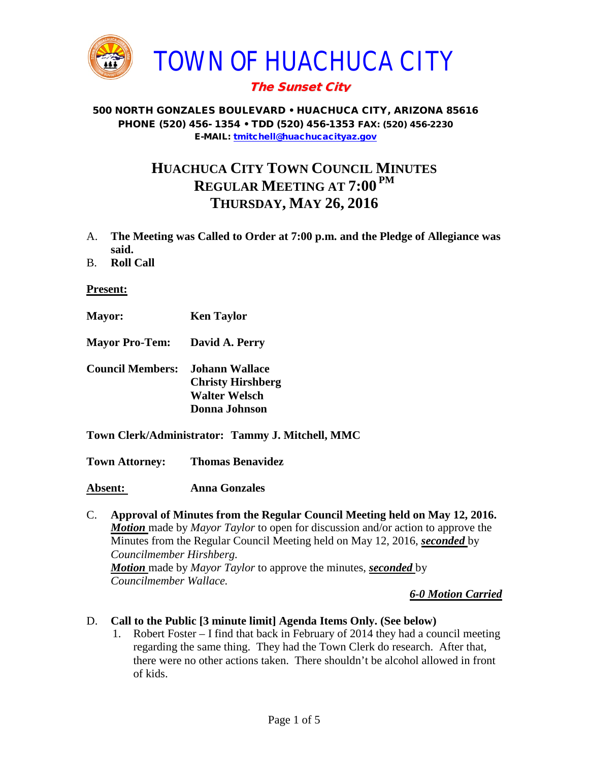# TOWN OF HUACHUCA CITY

***The Sunset City***

**500 NORTH GONZALES BOULEVARD • HUACHUCA CITY, ARIZONA 85616**
**PHONE (520) 456- 1354 • TDD (520) 456-1353 FAX: (520) 456-2230**
**E-MAIL: tmitchell@huachucacityaz.gov**

## HUACHUCA CITY TOWN COUNCIL MINUTES
## REGULAR MEETING AT 7:00 PM
## THURSDAY, MAY 26, 2016

A. **The Meeting was Called to Order at 7:00 p.m. and the Pledge of Allegiance was said.**

B. **Roll Call**

**Present:**

**Mayor:** **Ken Taylor**

**Mayor Pro-Tem:** **David A. Perry**

**Council Members:** **Johann Wallace**
**Christy Hirshberg**
**Walter Welsch**
**Donna Johnson**

**Town Clerk/Administrator: Tammy J. Mitchell, MMC**

**Town Attorney:** **Thomas Benavidez**

**Absent:** **Anna Gonzales**

C. **Approval of Minutes from the Regular Council Meeting held on May 12, 2016.**
***Motion*** made by *Mayor Taylor* to open for discussion and/or action to approve the Minutes from the Regular Council Meeting held on May 12, 2016, ***seconded*** by *Councilmember Hirshberg.*
***Motion*** made by *Mayor Taylor* to approve the minutes, ***seconded*** by *Councilmember Wallace.*

***6-0 Motion Carried***

D. **Call to the Public [3 minute limit] Agenda Items Only. (See below)**

1. Robert Foster – I find that back in February of 2014 they had a council meeting regarding the same thing. They had the Town Clerk do research. After that, there were no other actions taken. There shouldn't be alcohol allowed in front of kids.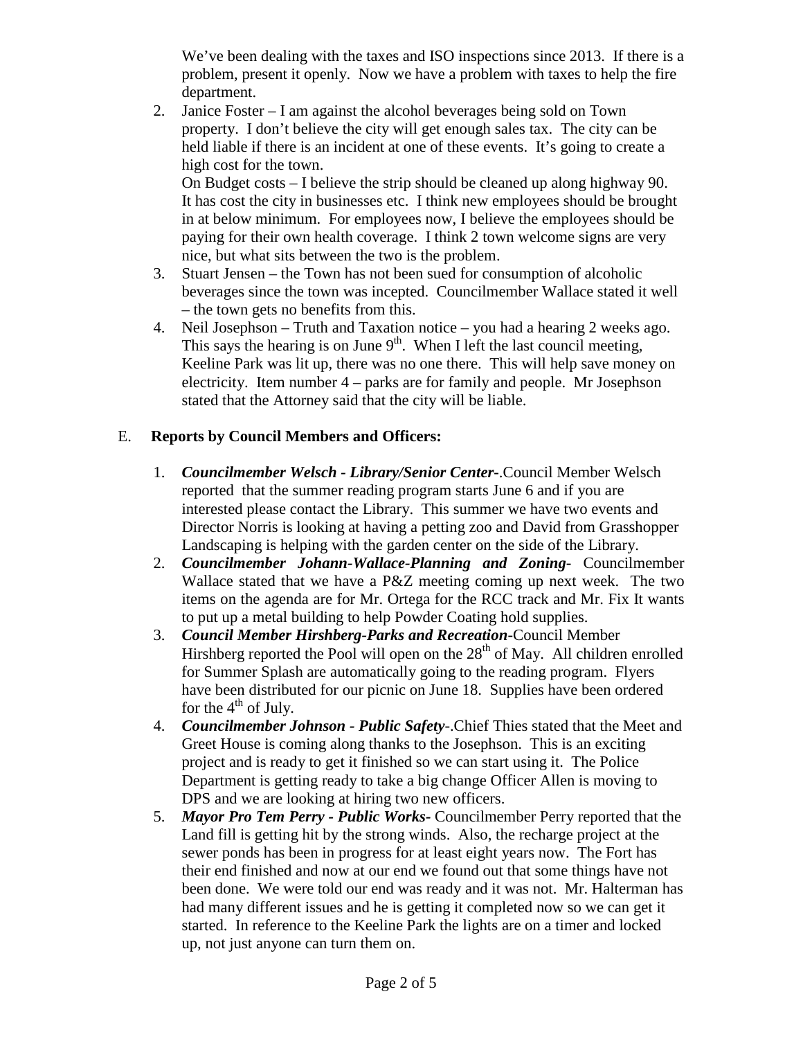We've been dealing with the taxes and ISO inspections since 2013. If there is a problem, present it openly. Now we have a problem with taxes to help the fire department.

2. Janice Foster – I am against the alcohol beverages being sold on Town property. I don't believe the city will get enough sales tax. The city can be held liable if there is an incident at one of these events. It's going to create a high cost for the town.
   On Budget costs – I believe the strip should be cleaned up along highway 90. It has cost the city in businesses etc. I think new employees should be brought in at below minimum. For employees now, I believe the employees should be paying for their own health coverage. I think 2 town welcome signs are very nice, but what sits between the two is the problem.
3. Stuart Jensen – the Town has not been sued for consumption of alcoholic beverages since the town was incepted. Councilmember Wallace stated it well – the town gets no benefits from this.
4. Neil Josephson – Truth and Taxation notice – you had a hearing 2 weeks ago. This says the hearing is on June 9th. When I left the last council meeting, Keeline Park was lit up, there was no one there. This will help save money on electricity. Item number 4 – parks are for family and people. Mr Josephson stated that the Attorney said that the city will be liable.

## E. Reports by Council Members and Officers:

1. ***Councilmember Welsch - Library/Senior Center-***.Council Member Welsch reported that the summer reading program starts June 6 and if you are interested please contact the Library. This summer we have two events and Director Norris is looking at having a petting zoo and David from Grasshopper Landscaping is helping with the garden center on the side of the Library.
2. ***Councilmember Johann-Wallace-Planning and Zoning-*** Councilmember Wallace stated that we have a P&Z meeting coming up next week. The two items on the agenda are for Mr. Ortega for the RCC track and Mr. Fix It wants to put up a metal building to help Powder Coating hold supplies.
3. ***Council Member Hirshberg-Parks and Recreation-***Council Member Hirshberg reported the Pool will open on the 28th of May. All children enrolled for Summer Splash are automatically going to the reading program. Flyers have been distributed for our picnic on June 18. Supplies have been ordered for the 4th of July.
4. ***Councilmember Johnson - Public Safety-***.Chief Thies stated that the Meet and Greet House is coming along thanks to the Josephson. This is an exciting project and is ready to get it finished so we can start using it. The Police Department is getting ready to take a big change Officer Allen is moving to DPS and we are looking at hiring two new officers.
5. ***Mayor Pro Tem Perry - Public Works-*** Councilmember Perry reported that the Land fill is getting hit by the strong winds. Also, the recharge project at the sewer ponds has been in progress for at least eight years now. The Fort has their end finished and now at our end we found out that some things have not been done. We were told our end was ready and it was not. Mr. Halterman has had many different issues and he is getting it completed now so we can get it started. In reference to the Keeline Park the lights are on a timer and locked up, not just anyone can turn them on.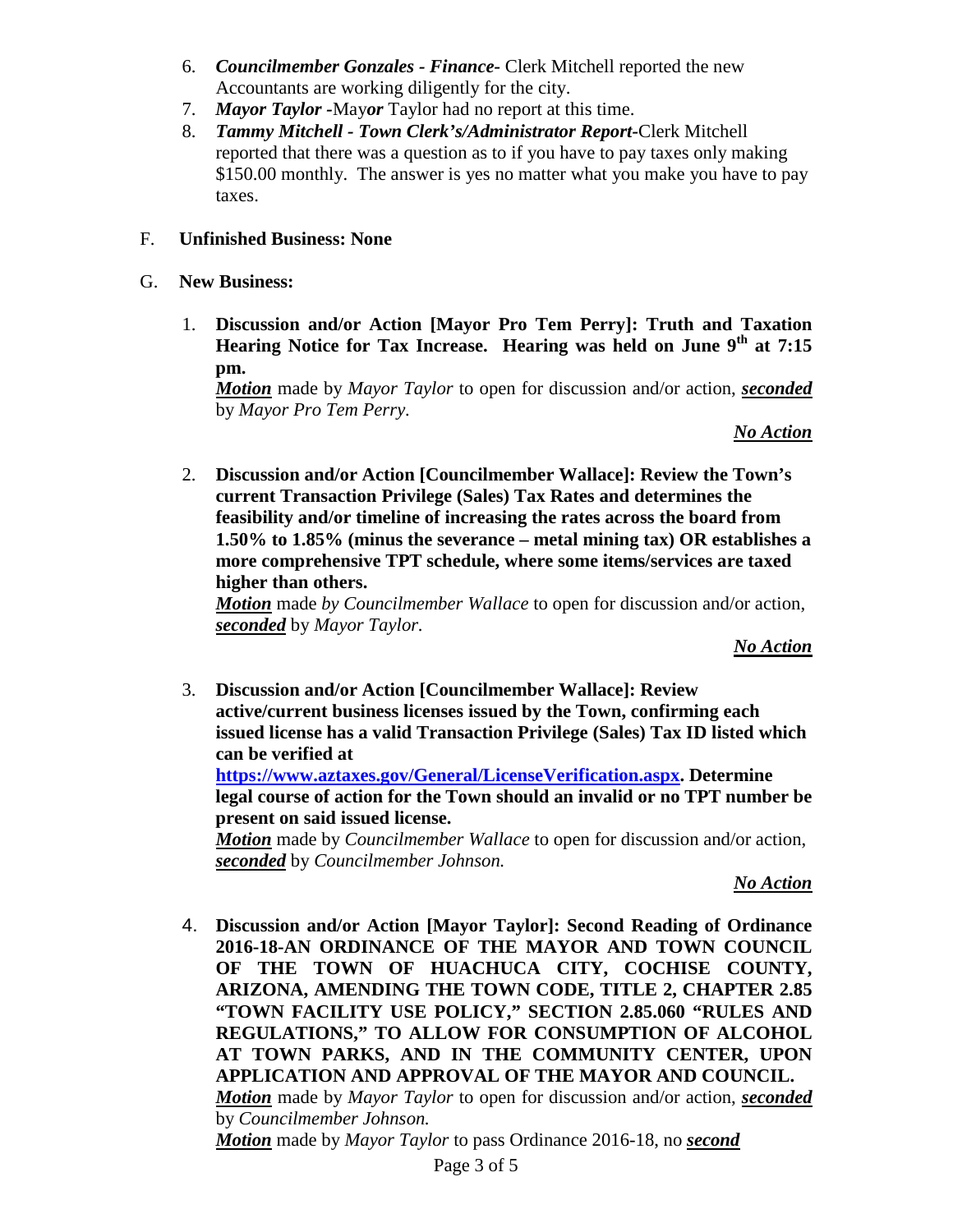6. ***Councilmember Gonzales - Finance-*** Clerk Mitchell reported the new Accountants are working diligently for the city.
7. ***Mayor Taylor*** -May***or*** Taylor had no report at this time.
8. ***Tammy Mitchell - Town Clerk's/Administrator Report-***Clerk Mitchell reported that there was a question as to if you have to pay taxes only making $150.00 monthly. The answer is yes no matter what you make you have to pay taxes.

F. **Unfinished Business: None**

G. **New Business:**

1. **Discussion and/or Action [Mayor Pro Tem Perry]: Truth and Taxation Hearing Notice for Tax Increase. Hearing was held on June 9th at 7:15 pm.**
   ***<u>Motion</u>*** made by *Mayor Taylor* to open for discussion and/or action, ***<u>seconded</u>*** by *Mayor Pro Tem Perry.*

   ***<u>No Action</u>***

2. **Discussion and/or Action [Councilmember Wallace]: Review the Town's current Transaction Privilege (Sales) Tax Rates and determines the feasibility and/or timeline of increasing the rates across the board from 1.50% to 1.85% (minus the severance – metal mining tax) OR establishes a more comprehensive TPT schedule, where some items/services are taxed higher than others.**
   ***<u>Motion</u>*** made *by Councilmember Wallace* to open for discussion and/or action, ***<u>seconded</u>*** by *Mayor Taylor.*

   ***<u>No Action</u>***

3. **Discussion and/or Action [Councilmember Wallace]: Review active/current business licenses issued by the Town, confirming each issued license has a valid Transaction Privilege (Sales) Tax ID listed which can be verified at [https://www.aztaxes.gov/General/LicenseVerification.aspx](https://www.aztaxes.gov/General/LicenseVerification.aspx). Determine legal course of action for the Town should an invalid or no TPT number be present on said issued license.**
   ***<u>Motion</u>*** made by *Councilmember Wallace* to open for discussion and/or action, ***<u>seconded</u>*** by *Councilmember Johnson.*

   ***<u>No Action</u>***

4. **Discussion and/or Action [Mayor Taylor]: Second Reading of Ordinance 2016-18-AN ORDINANCE OF THE MAYOR AND TOWN COUNCIL OF THE TOWN OF HUACHUCA CITY, COCHISE COUNTY, ARIZONA, AMENDING THE TOWN CODE, TITLE 2, CHAPTER 2.85 "TOWN FACILITY USE POLICY," SECTION 2.85.060 "RULES AND REGULATIONS," TO ALLOW FOR CONSUMPTION OF ALCOHOL AT TOWN PARKS, AND IN THE COMMUNITY CENTER, UPON APPLICATION AND APPROVAL OF THE MAYOR AND COUNCIL.**
   ***<u>Motion</u>*** made by *Mayor Taylor* to open for discussion and/or action, ***<u>seconded</u>*** by *Councilmember Johnson.*
   ***<u>Motion</u>*** made by *Mayor Taylor* to pass Ordinance 2016-18, no ***<u>second</u>***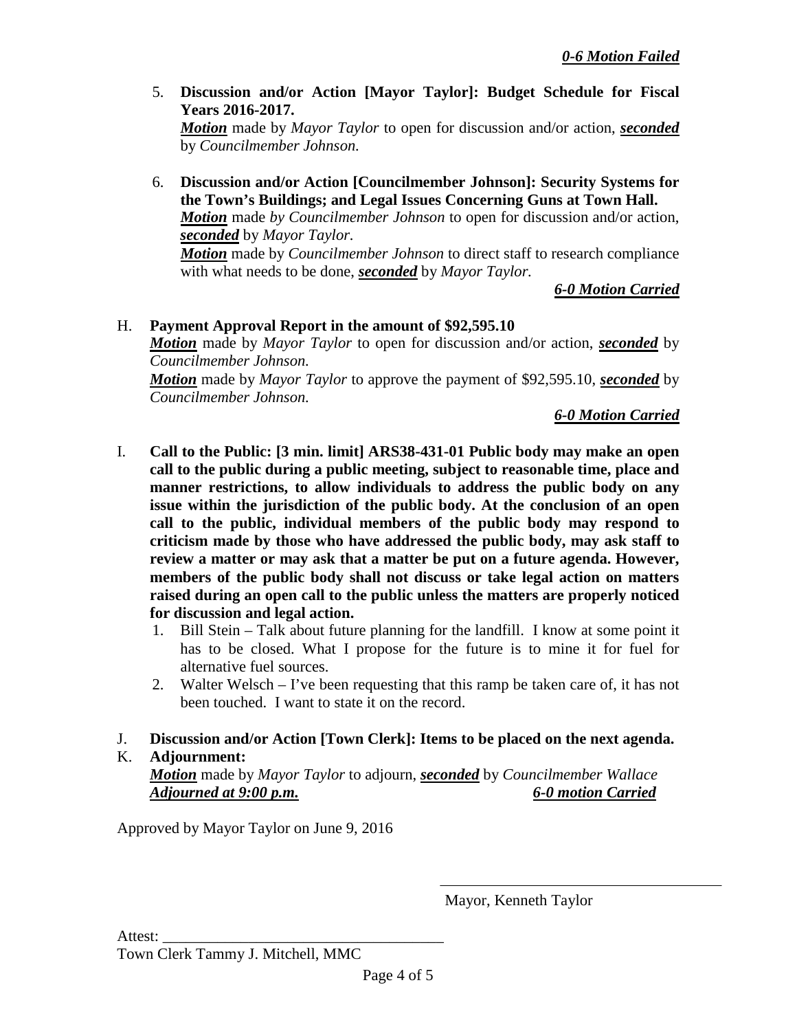***0-6 Motion Failed***

5. **Discussion and/or Action [Mayor Taylor]: Budget Schedule for Fiscal Years 2016-2017.**
   ***Motion*** made by *Mayor Taylor* to open for discussion and/or action, ***seconded*** by *Councilmember Johnson.*

6. **Discussion and/or Action [Councilmember Johnson]: Security Systems for the Town's Buildings; and Legal Issues Concerning Guns at Town Hall.**
   ***Motion*** made *by Councilmember Johnson* to open for discussion and/or action, ***seconded*** by *Mayor Taylor.*
   ***Motion*** made by *Councilmember Johnson* to direct staff to research compliance with what needs to be done, ***seconded*** by *Mayor Taylor.*

   ***6-0 Motion Carried***

H. **Payment Approval Report in the amount of $92,595.10**
   ***Motion*** made by *Mayor Taylor* to open for discussion and/or action, ***seconded*** by *Councilmember Johnson.*
   ***Motion*** made by *Mayor Taylor* to approve the payment of $92,595.10, ***seconded*** by *Councilmember Johnson.*

   ***6-0 Motion Carried***

I. **Call to the Public: [3 min. limit] ARS38-431-01 Public body may make an open call to the public during a public meeting, subject to reasonable time, place and manner restrictions, to allow individuals to address the public body on any issue within the jurisdiction of the public body. At the conclusion of an open call to the public, individual members of the public body may respond to criticism made by those who have addressed the public body, may ask staff to review a matter or may ask that a matter be put on a future agenda. However, members of the public body shall not discuss or take legal action on matters raised during an open call to the public unless the matters are properly noticed for discussion and legal action.**
   1. Bill Stein – Talk about future planning for the landfill. I know at some point it has to be closed. What I propose for the future is to mine it for fuel for alternative fuel sources.
   2. Walter Welsch – I've been requesting that this ramp be taken care of, it has not been touched. I want to state it on the record.

J. **Discussion and/or Action [Town Clerk]: Items to be placed on the next agenda.**

K. **Adjournment:**
   ***Motion*** made by *Mayor Taylor* to adjourn, ***seconded*** by *Councilmember Wallace*
   ***Adjourned at 9:00 p.m.*** ***6-0 motion Carried***

Approved by Mayor Taylor on June 9, 2016

\_\_\_\_\_\_\_\_\_\_\_\_\_\_\_\_\_\_\_\_\_\_\_\_\_\_\_\_\_\_\_\_\_\_\_\_
Mayor, Kenneth Taylor

Attest: \_\_\_\_\_\_\_\_\_\_\_\_\_\_\_\_\_\_\_\_\_\_\_\_\_\_\_\_\_\_\_\_\_\_\_\_
Town Clerk Tammy J. Mitchell, MMC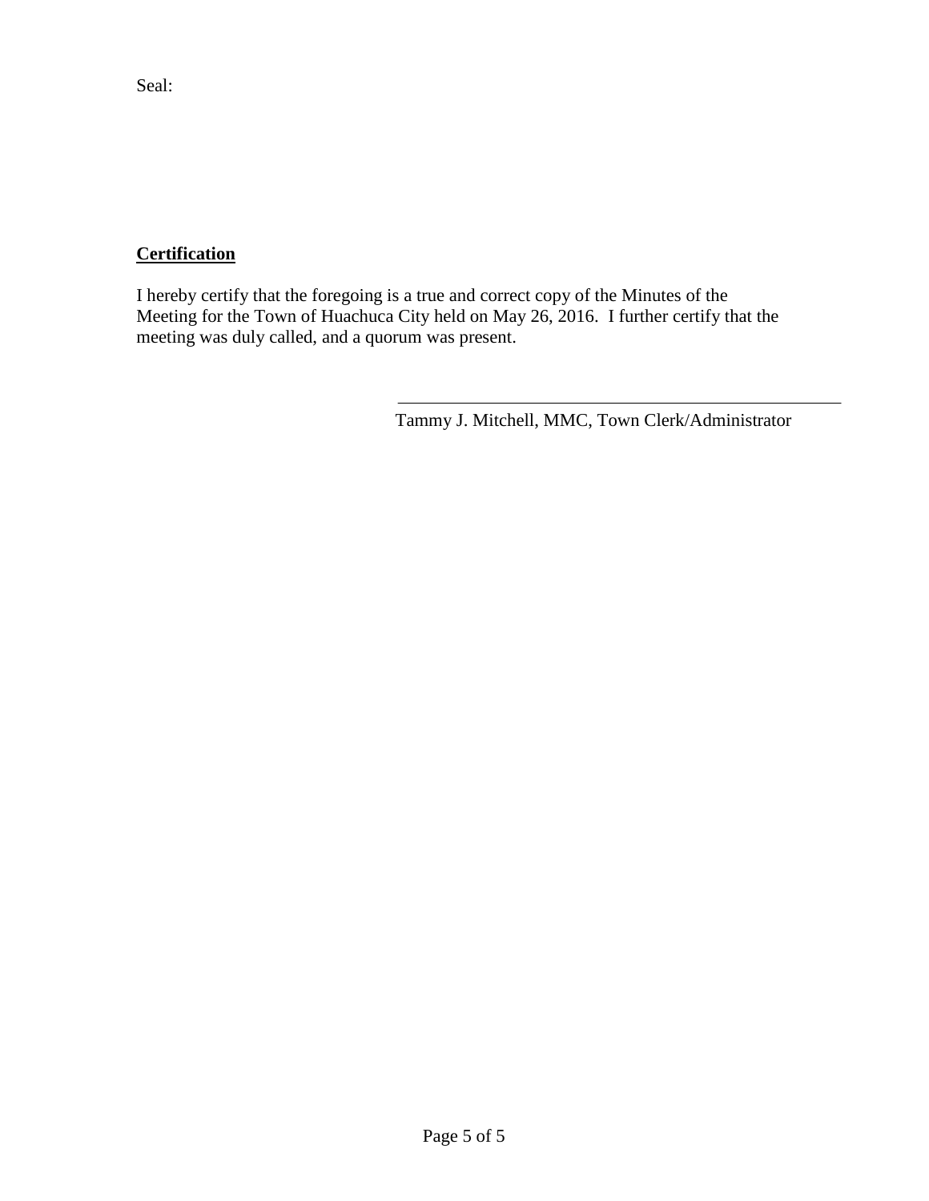Seal:

**Certification**

I hereby certify that the foregoing is a true and correct copy of the Minutes of the Meeting for the Town of Huachuca City held on May 26, 2016. I further certify that the meeting was duly called, and a quorum was present.

\_\_\_\_\_\_\_\_\_\_\_\_\_\_\_\_\_\_\_\_\_\_\_\_\_\_\_\_\_\_\_\_\_\_\_\_\_\_\_\_\_\_\_\_\_\_\_\_

Tammy J. Mitchell, MMC, Town Clerk/Administrator